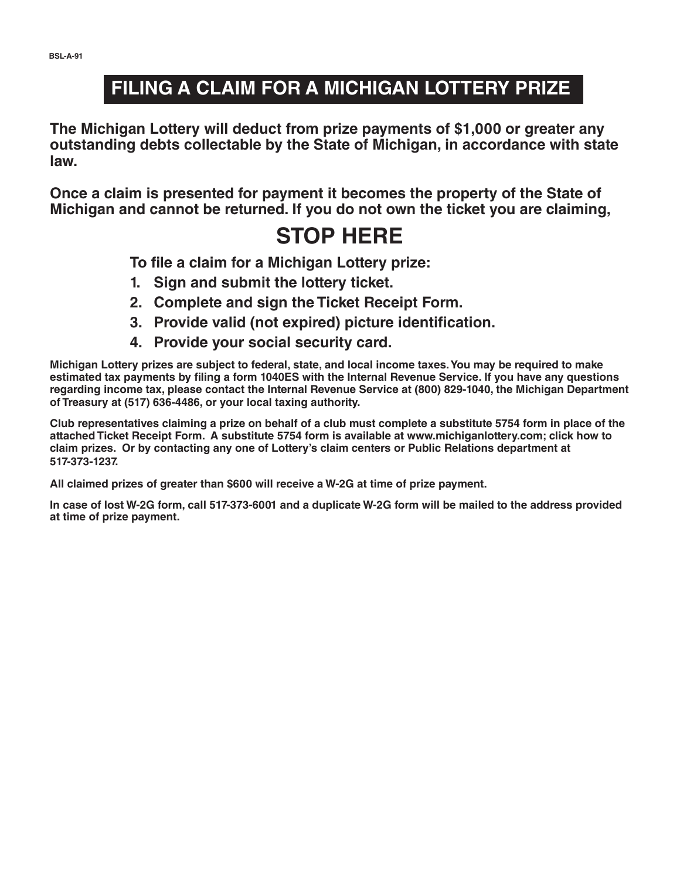BSL-A-91

# FILING A CLAIM FOR A MICHIGAN LOTTERY PRIZE

**The Michigan Lottery will deduct from prize payments of $1,000 or greater any outstanding debts collectable by the State of Michigan, in accordance with state law.**

**Once a claim is presented for payment it becomes the property of the State of Michigan and cannot be returned. If you do not own the ticket you are claiming,**

## STOP HERE

**To file a claim for a Michigan Lottery prize:**

1. **Sign and submit the lottery ticket.**
2. **Complete and sign the Ticket Receipt Form.**
3. **Provide valid (not expired) picture identification.**
4. **Provide your social security card.**

**Michigan Lottery prizes are subject to federal, state, and local income taxes. You may be required to make estimated tax payments by filing a form 1040ES with the Internal Revenue Service. If you have any questions regarding income tax, please contact the Internal Revenue Service at (800) 829-1040, the Michigan Department of Treasury at (517) 636-4486, or your local taxing authority.**

**Club representatives claiming a prize on behalf of a club must complete a substitute 5754 form in place of the attached Ticket Receipt Form. A substitute 5754 form is available at www.michiganlottery.com; click how to claim prizes. Or by contacting any one of Lottery's claim centers or Public Relations department at 517-373-1237.**

**All claimed prizes of greater than $600 will receive a W-2G at time of prize payment.**

**In case of lost W-2G form, call 517-373-6001 and a duplicate W-2G form will be mailed to the address provided at time of prize payment.**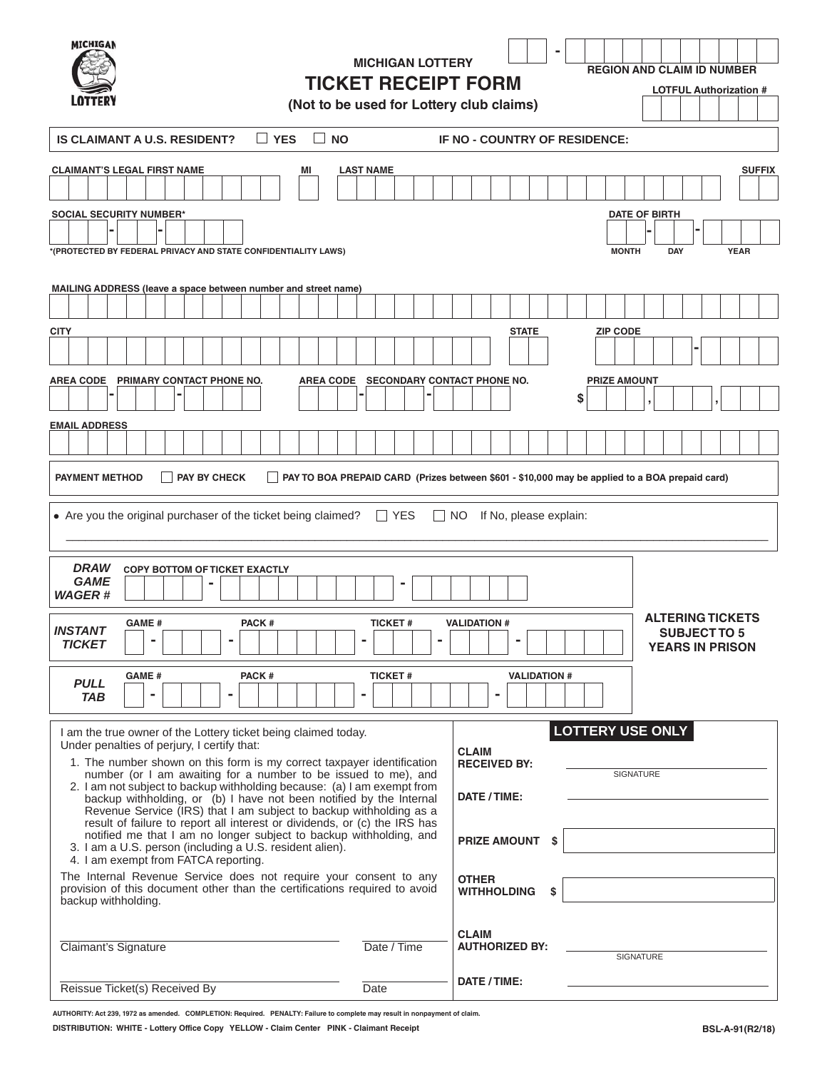MICHIGAN LOTTERY

# MICHIGAN LOTTERY
# TICKET RECEIPT FORM
**(Not to be used for Lottery club claims)**

**REGION AND CLAIM ID NUMBER** ____ - ____________

**LOTFUL Authorization #** ________

**IS CLAIMANT A U.S. RESIDENT?** ☐ YES ☐ NO **IF NO - COUNTRY OF RESIDENCE:**

**CLAIMANT'S LEGAL FIRST NAME** | **MI** | **LAST NAME** | **SUFFIX**

**SOCIAL SECURITY NUMBER*** ___ - __ - ____

**DATE OF BIRTH** __ - __ - ____ (MONTH DAY YEAR)

*(PROTECTED BY FEDERAL PRIVACY AND STATE CONFIDENTIALITY LAWS)

**MAILING ADDRESS (leave a space between number and street name)**

**CITY** | **STATE** | **ZIP CODE** _____ - ____

**AREA CODE PRIMARY CONTACT PHONE NO.** ___ - ___ - ____

**AREA CODE SECONDARY CONTACT PHONE NO.** ___ - ___ - ____

**PRIZE AMOUNT** $ ___ , ___ , ___

**EMAIL ADDRESS**

**PAYMENT METHOD** ☐ **PAY BY CHECK** ☐ **PAY TO BOA PREPAID CARD (Prizes between $601 - $10,000 may be applied to a BOA prepaid card)**

- Are you the original purchaser of the ticket being claimed? ☐ YES ☐ NO If No, please explain:

______________________________________________________________________

***DRAW GAME WAGER #*** **COPY BOTTOM OF TICKET EXACTLY** _____ - ________ - ______

***INSTANT TICKET*** **GAME #** ____ - **PACK #** ____ - **TICKET #** ____ - **VALIDATION #** ____ - ____

***PULL TAB*** **GAME #** ____ - **PACK #** ____ - **TICKET #** ____ - **VALIDATION #** ____ - ____

**ALTERING TICKETS SUBJECT TO 5 YEARS IN PRISON**

I am the true owner of the Lottery ticket being claimed today.
Under penalties of perjury, I certify that:

1. The number shown on this form is my correct taxpayer identification number (or I am awaiting for a number to be issued to me), and
2. I am not subject to backup withholding because: (a) I am exempt from backup withholding, or (b) I have not been notified by the Internal Revenue Service (IRS) that I am subject to backup withholding as a result of failure to report all interest or dividends, or (c) the IRS has notified me that I am no longer subject to backup withholding, and
3. I am a U.S. person (including a U.S. resident alien).
4. I am exempt from FATCA reporting.

The Internal Revenue Service does not require your consent to any provision of this document other than the certifications required to avoid backup withholding.

______________________ Claimant's Signature ________ Date / Time

______________________ Reissue Ticket(s) Received By ________ Date

**LOTTERY USE ONLY**

**CLAIM RECEIVED BY:** ______________ SIGNATURE

**DATE / TIME:** ______________

**PRIZE AMOUNT** $ ______________

**OTHER WITHHOLDING** $ ______________

**CLAIM AUTHORIZED BY:** ______________ SIGNATURE

**DATE / TIME:** ______________

**AUTHORITY: Act 239, 1972 as amended. COMPLETION: Required. PENALTY: Failure to complete may result in nonpayment of claim.**

**DISTRIBUTION: WHITE - Lottery Office Copy YELLOW - Claim Center PINK - Claimant Receipt**

**BSL-A-91(R2/18)**